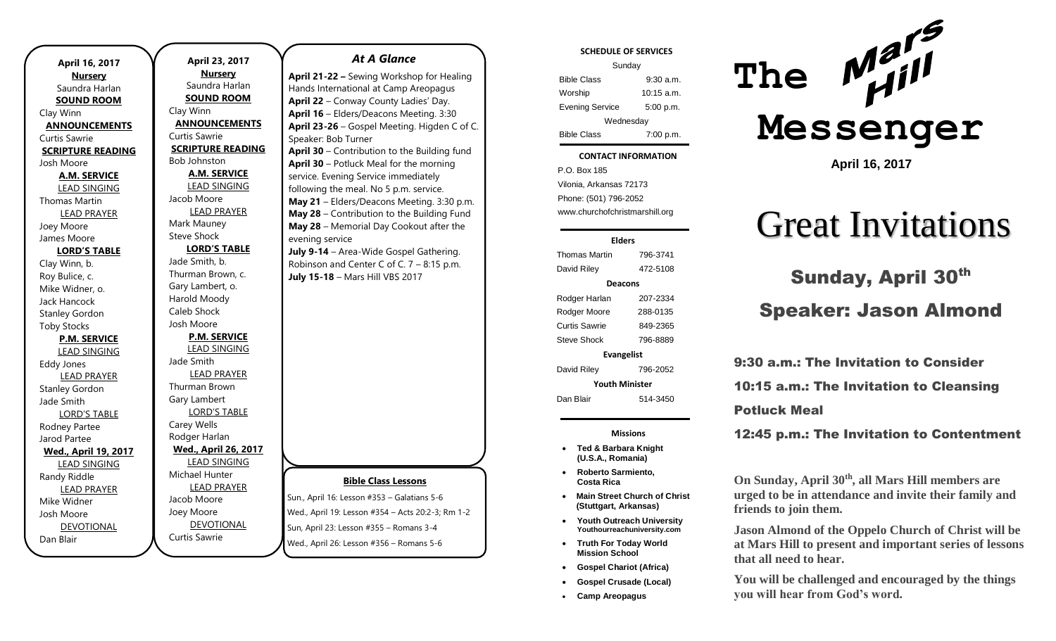**April 16, 2017**

**Nursery**

Saundra Harlan

**SOUND ROOM**

Clay Winn

**ANNOUNCEMENTS**

Curtis Sawrie

**SCRIPTURE READING**

Josh Moore

**A.M. SERVICE**

LEAD SINGING

Thomas Martin

LEAD PRAYER

Joey Moore

James Moore

**LORD'S TABLE**

Clay Winn, b.

Roy Bulice, c.

Mike Widner, o.

Jack Hancock

Stanley Gordon

Toby Stocks

**P.M. SERVICE**

LEAD SINGING

Eddy Jones

LEAD PRAYER

Stanley Gordon

Jade Smith

LORD'S TABLE

Rodney Partee

Jarod Partee

**Wed., April 19, 2017**

LEAD SINGING

Randy Riddle

LEAD PRAYER

Mike Widner

Josh Moore

DEVOTIONAL

Dan Blair

**April 23, 2017**

**Nursery**

Saundra Harlan

**SOUND ROOM**

Clay Winn

**ANNOUNCEMENTS**

Curtis Sawrie

**SCRIPTURE READING**

Bob Johnston

**A.M. SERVICE**

LEAD SINGING

Jacob Moore

LEAD PRAYER

Mark Mauney

Steve Shock

**LORD'S TABLE**

Jade Smith, b.

Thurman Brown, c.

Gary Lambert, o.

Harold Moody

Caleb Shock

Josh Moore

**P.M. SERVICE**

LEAD SINGING

Jade Smith

LEAD PRAYER

Thurman Brown

Gary Lambert

LORD'S TABLE

Carey Wells

Rodger Harlan

**Wed., April 26, 2017**

LEAD SINGING

Michael Hunter

LEAD PRAYER

Jacob Moore

Joey Moore

DEVOTIONAL

Curtis Sawrie

## *At A Glance*

**April 21-22 –** Sewing Workshop for Healing Hands International at Camp Areopagus

**April 22** – Conway County Ladies' Day.

**April 16** – Elders/Deacons Meeting. 3:30

**April 23-26** – Gospel Meeting. Higden C of C. Speaker: Bob Turner

**April 30** – Contribution to the Building fund

**April 30** – Potluck Meal for the morning service. Evening Service immediately following the meal. No 5 p.m. service.

**May 21** – Elders/Deacons Meeting. 3:30 p.m.

**May 28** – Contribution to the Building Fund

**May 28** – Memorial Day Cookout after the evening service

**July 9-14** – Area-Wide Gospel Gathering. Robinson and Center C of C. 7 – 8:15 p.m.

**July 15-18** – Mars Hill VBS 2017

**Bible Class Lessons**

Sun., April 16: Lesson #353 – Galatians 5-6

Wed., April 19: Lesson #354 – Acts 20:2-3; Rm 1-2

Sun, April 23: Lesson #355 – Romans 3-4

Wed., April 26: Lesson #356 – Romans 5-6

**SCHEDULE OF SERVICES**

| Sunday | |
|---|---|
| Bible Class | 9:30 a.m. |
| Worship | 10:15 a.m. |
| Evening Service | 5:00 p.m. |
| Wednesday | |
| Bible Class | 7:00 p.m. |

**CONTACT INFORMATION**

P.O. Box 185
Vilonia, Arkansas 72173
Phone: (501) 796-2052
www.churchofchristmarshill.org

**Elders**

| | |
|---|---|
| Thomas Martin | 796-3741 |
| David Riley | 472-5108 |
| **Deacons** | |
| Rodger Harlan | 207-2334 |
| Rodger Moore | 288-0135 |
| Curtis Sawrie | 849-2365 |
| Steve Shock | 796-8889 |
| **Evangelist** | |
| David Riley | 796-2052 |
| **Youth Minister** | |
| Dan Blair | 514-3450 |

**Missions**

- **Ted & Barbara Knight (U.S.A., Romania)**
- **Roberto Sarmiento, Costa Rica**
- **Main Street Church of Christ (Stuttgart, Arkansas)**
- **Youth Outreach University** Youthourreachuniversity.com
- **Truth For Today World Mission School**
- **Gospel Chariot (Africa)**
- **Gospel Crusade (Local)**
- **Camp Areopagus**

# The Mars Hill Messenger

**April 16, 2017**

# Great Invitations

## Sunday, April 30th

## Speaker: Jason Almond

**9:30 a.m.: The Invitation to Consider**

**10:15 a.m.: The Invitation to Cleansing**

**Potluck Meal**

**12:45 p.m.: The Invitation to Contentment**

**On Sunday, April 30th, all Mars Hill members are urged to be in attendance and invite their family and friends to join them.**

**Jason Almond of the Oppelo Church of Christ will be at Mars Hill to present and important series of lessons that all need to hear.**

**You will be challenged and encouraged by the things you will hear from God's word.**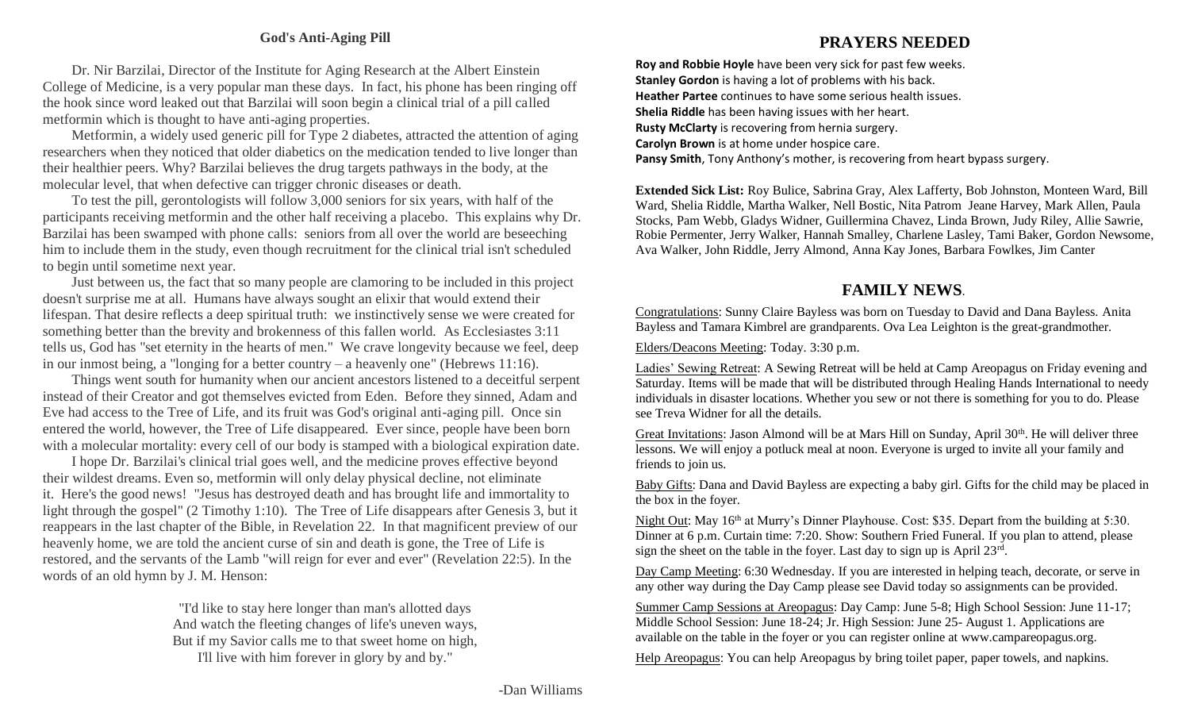## God's Anti-Aging Pill

Dr. Nir Barzilai, Director of the Institute for Aging Research at the Albert Einstein College of Medicine, is a very popular man these days. In fact, his phone has been ringing off the hook since word leaked out that Barzilai will soon begin a clinical trial of a pill called metformin which is thought to have anti-aging properties.

Metformin, a widely used generic pill for Type 2 diabetes, attracted the attention of aging researchers when they noticed that older diabetics on the medication tended to live longer than their healthier peers. Why? Barzilai believes the drug targets pathways in the body, at the molecular level, that when defective can trigger chronic diseases or death.

To test the pill, gerontologists will follow 3,000 seniors for six years, with half of the participants receiving metformin and the other half receiving a placebo. This explains why Dr. Barzilai has been swamped with phone calls: seniors from all over the world are beseeching him to include them in the study, even though recruitment for the clinical trial isn't scheduled to begin until sometime next year.

Just between us, the fact that so many people are clamoring to be included in this project doesn't surprise me at all. Humans have always sought an elixir that would extend their lifespan. That desire reflects a deep spiritual truth: we instinctively sense we were created for something better than the brevity and brokenness of this fallen world. As Ecclesiastes 3:11 tells us, God has "set eternity in the hearts of men." We crave longevity because we feel, deep in our inmost being, a "longing for a better country – a heavenly one" (Hebrews 11:16).

Things went south for humanity when our ancient ancestors listened to a deceitful serpent instead of their Creator and got themselves evicted from Eden. Before they sinned, Adam and Eve had access to the Tree of Life, and its fruit was God's original anti-aging pill. Once sin entered the world, however, the Tree of Life disappeared. Ever since, people have been born with a molecular mortality: every cell of our body is stamped with a biological expiration date.

I hope Dr. Barzilai's clinical trial goes well, and the medicine proves effective beyond their wildest dreams. Even so, metformin will only delay physical decline, not eliminate it. Here's the good news! "Jesus has destroyed death and has brought life and immortality to light through the gospel" (2 Timothy 1:10). The Tree of Life disappears after Genesis 3, but it reappears in the last chapter of the Bible, in Revelation 22. In that magnificent preview of our heavenly home, we are told the ancient curse of sin and death is gone, the Tree of Life is restored, and the servants of the Lamb "will reign for ever and ever" (Revelation 22:5). In the words of an old hymn by J. M. Henson:

> "I'd like to stay here longer than man's allotted days
> And watch the fleeting changes of life's uneven ways,
> But if my Savior calls me to that sweet home on high,
> I'll live with him forever in glory by and by."

-Dan Williams

## PRAYERS NEEDED

**Roy and Robbie Hoyle** have been very sick for past few weeks.
**Stanley Gordon** is having a lot of problems with his back.
**Heather Partee** continues to have some serious health issues.
**Shelia Riddle** has been having issues with her heart.
**Rusty McClarty** is recovering from hernia surgery.
**Carolyn Brown** is at home under hospice care.
**Pansy Smith**, Tony Anthony's mother, is recovering from heart bypass surgery.

**Extended Sick List:** Roy Bulice, Sabrina Gray, Alex Lafferty, Bob Johnston, Monteen Ward, Bill Ward, Shelia Riddle, Martha Walker, Nell Bostic, Nita Patrom Jeane Harvey, Mark Allen, Paula Stocks, Pam Webb, Gladys Widner, Guillermina Chavez, Linda Brown, Judy Riley, Allie Sawrie, Robie Permenter, Jerry Walker, Hannah Smalley, Charlene Lasley, Tami Baker, Gordon Newsome, Ava Walker, John Riddle, Jerry Almond, Anna Kay Jones, Barbara Fowlkes, Jim Canter

## FAMILY NEWS.

Congratulations: Sunny Claire Bayless was born on Tuesday to David and Dana Bayless. Anita Bayless and Tamara Kimbrel are grandparents. Ova Lea Leighton is the great-grandmother.

Elders/Deacons Meeting: Today. 3:30 p.m.

Ladies' Sewing Retreat: A Sewing Retreat will be held at Camp Areopagus on Friday evening and Saturday. Items will be made that will be distributed through Healing Hands International to needy individuals in disaster locations. Whether you sew or not there is something for you to do. Please see Treva Widner for all the details.

Great Invitations: Jason Almond will be at Mars Hill on Sunday, April 30th. He will deliver three lessons. We will enjoy a potluck meal at noon. Everyone is urged to invite all your family and friends to join us.

Baby Gifts: Dana and David Bayless are expecting a baby girl. Gifts for the child may be placed in the box in the foyer.

Night Out: May 16th at Murry's Dinner Playhouse. Cost: $35. Depart from the building at 5:30. Dinner at 6 p.m. Curtain time: 7:20. Show: Southern Fried Funeral. If you plan to attend, please sign the sheet on the table in the foyer. Last day to sign up is April 23rd.

Day Camp Meeting: 6:30 Wednesday. If you are interested in helping teach, decorate, or serve in any other way during the Day Camp please see David today so assignments can be provided.

Summer Camp Sessions at Areopagus: Day Camp: June 5-8; High School Session: June 11-17; Middle School Session: June 18-24; Jr. High Session: June 25- August 1. Applications are available on the table in the foyer or you can register online at www.campareopagus.org.

Help Areopagus: You can help Areopagus by bring toilet paper, paper towels, and napkins.